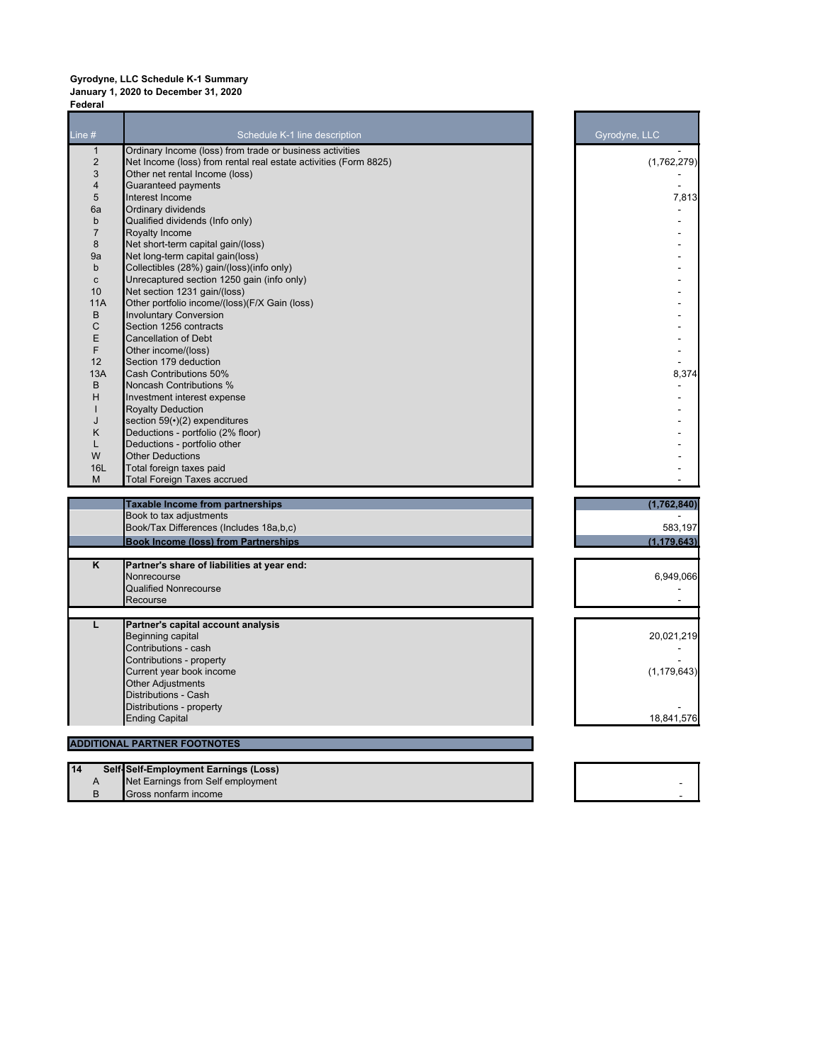**Gyrodyne, LLC Schedule K-1 Summary**
**January 1, 2020 to December 31, 2020**
**Federal**

| Line # | Schedule K-1 line description | Gyrodyne, LLC |
|---|---|---|
| 1 | Ordinary Income (loss) from trade or business activities | - |
| 2 | Net Income (loss) from rental real estate activities (Form 8825) | (1,762,279) |
| 3 | Other net rental Income (loss) | - |
| 4 | Guaranteed payments | - |
| 5 | Interest Income | 7,813 |
| 6a | Ordinary dividends | - |
| b | Qualified dividends (Info only) | - |
| 7 | Royalty Income | - |
| 8 | Net short-term capital gain/(loss) | - |
| 9a | Net long-term capital gain(loss) | - |
| b | Collectibles (28%) gain/(loss)(info only) | - |
| c | Unrecaptured section 1250 gain (info only) | - |
| 10 | Net section 1231 gain/(loss) | - |
| 11A | Other portfolio income/(loss)(F/X Gain (loss) | - |
| B | Involuntary Conversion | - |
| C | Section 1256 contracts | - |
| E | Cancellation of Debt | - |
| F | Other income/(loss) | - |
| 12 | Section 179 deduction | - |
| 13A | Cash Contributions 50% | 8,374 |
| B | Noncash Contributions % | - |
| H | Investment interest expense | - |
| I | Royalty Deduction | - |
| J | section 59(•)(2) expenditures | - |
| K | Deductions - portfolio (2% floor) | - |
| L | Deductions - portfolio other | - |
| W | Other Deductions | - |
| 16L | Total foreign taxes paid | - |
| M | Total Foreign Taxes accrued | - |

| | | |
|---|---|---|
| | **Taxable Income from partnerships** | **(1,762,840)** |
| | Book to tax adjustments | - |
| | Book/Tax Differences (Includes 18a,b,c) | 583,197 |
| | **Book Income (loss) from Partnerships** | **(1,179,643)** |

| | | |
|---|---|---|
| **K** | **Partner's share of liabilities at year end:** | |
| | Nonrecourse | 6,949,066 |
| | Qualified Nonrecourse | - |
| | Recourse | - |

| | | |
|---|---|---|
| **L** | **Partner's capital account analysis** | |
| | Beginning capital | 20,021,219 |
| | Contributions - cash | - |
| | Contributions - property | - |
| | Current year book income | (1,179,643) |
| | Other Adjustments | |
| | Distributions - Cash | |
| | Distributions - property | - |
| | Ending Capital | 18,841,576 |

**ADDITIONAL PARTNER FOOTNOTES**

| | | |
|---|---|---|
| **14** | **Self-Employment Earnings (Loss)** | |
| A | Net Earnings from Self employment | - |
| B | Gross nonfarm income | - |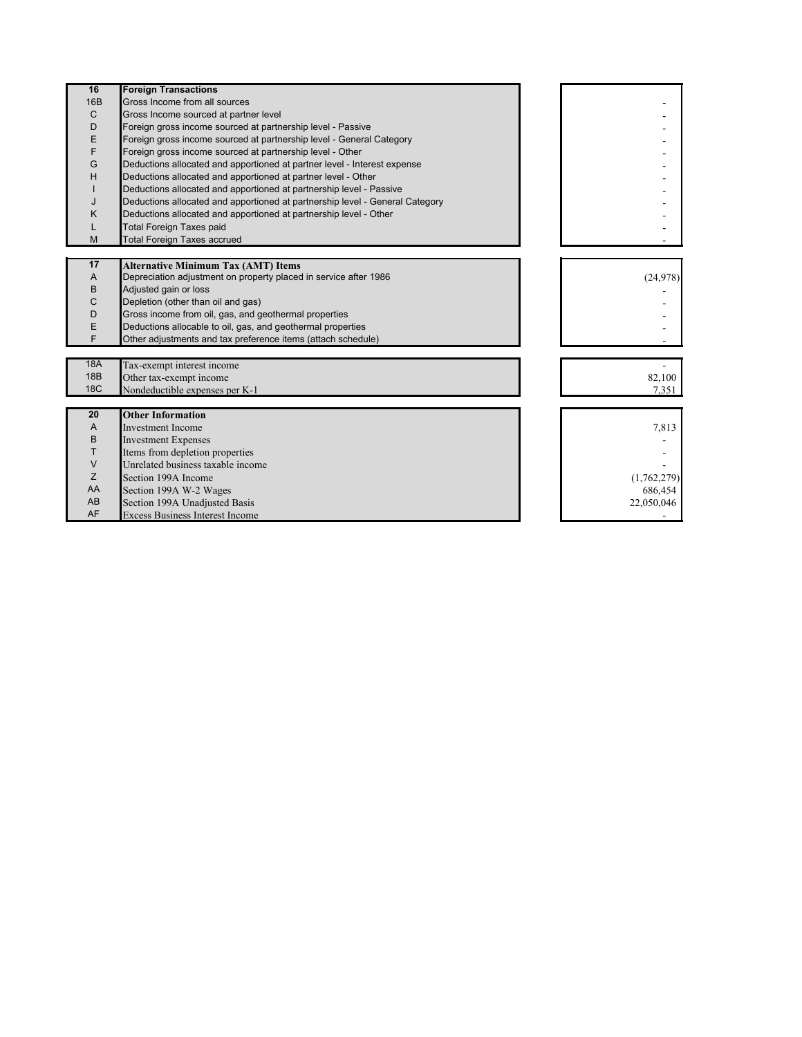| | | |
|---|---|---|
| **16** | **Foreign Transactions** | |
| 16B | Gross Income from all sources | - |
| C | Gross Income sourced at partner level | - |
| D | Foreign gross income sourced at partnership level - Passive | - |
| E | Foreign gross income sourced at partnership level - General Category | - |
| F | Foreign gross income sourced at partnership level - Other | - |
| G | Deductions allocated and apportioned at partner level - Interest expense | - |
| H | Deductions allocated and apportioned at partner level - Other | - |
| I | Deductions allocated and apportioned at partnership level - Passive | - |
| J | Deductions allocated and apportioned at partnership level - General Category | - |
| K | Deductions allocated and apportioned at partnership level - Other | - |
| L | Total Foreign Taxes paid | - |
| M | Total Foreign Taxes accrued | - |

| | | |
|---|---|---|
| **17** | **Alternative Minimum Tax (AMT) Items** | |
| A | Depreciation adjustment on property placed in service after 1986 | (24,978) |
| B | Adjusted gain or loss | - |
| C | Depletion (other than oil and gas) | - |
| D | Gross income from oil, gas, and geothermal properties | - |
| E | Deductions allocable to oil, gas, and geothermal properties | - |
| F | Other adjustments and tax preference items (attach schedule) | - |

| | | |
|---|---|---|
| 18A | Tax-exempt interest income | - |
| 18B | Other tax-exempt income | 82,100 |
| 18C | Nondeductible expenses per K-1 | 7,351 |

| | | |
|---|---|---|
| **20** | **Other Information** | |
| A | Investment Income | 7,813 |
| B | Investment Expenses | - |
| T | Items from depletion properties | - |
| V | Unrelated business taxable income | - |
| Z | Section 199A Income | (1,762,279) |
| AA | Section 199A W-2 Wages | 686,454 |
| AB | Section 199A Unadjusted Basis | 22,050,046 |
| AF | Excess Business Interest Income | - |